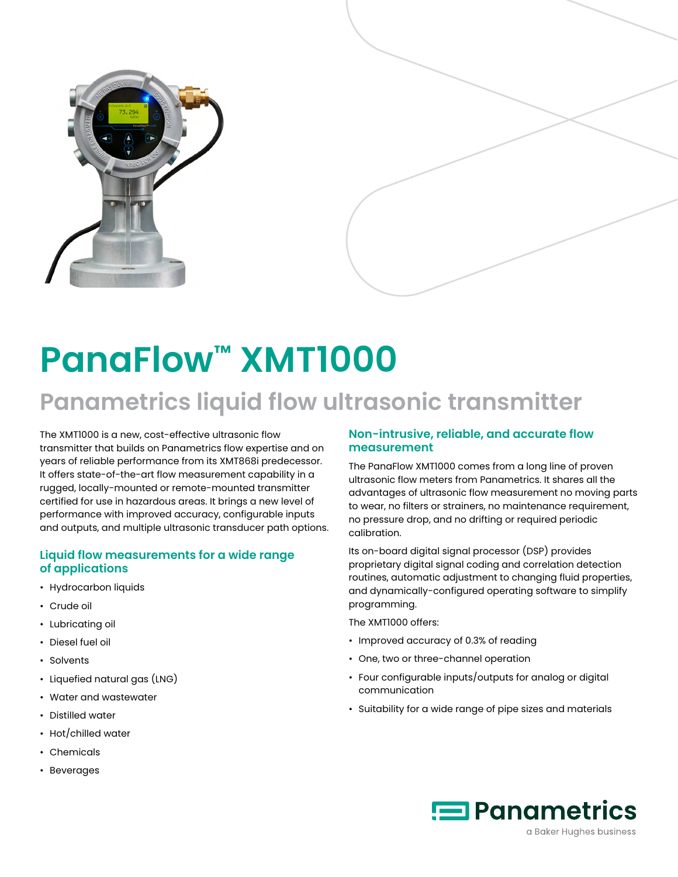# PanaFlow™ XMT1000

## Panametrics liquid flow ultrasonic transmitter

The XMT1000 is a new, cost-effective ultrasonic flow transmitter that builds on Panametrics flow expertise and on years of reliable performance from its XMT868i predecessor. It offers state-of-the-art flow measurement capability in a rugged, locally-mounted or remote-mounted transmitter certified for use in hazardous areas. It brings a new level of performance with improved accuracy, configurable inputs and outputs, and multiple ultrasonic transducer path options.

### Liquid flow measurements for a wide range of applications

- Hydrocarbon liquids
- Crude oil
- Lubricating oil
- Diesel fuel oil
- Solvents
- Liquefied natural gas (LNG)
- Water and wastewater
- Distilled water
- Hot/chilled water
- Chemicals
- Beverages

### Non-intrusive, reliable, and accurate flow measurement

The PanaFlow XMT1000 comes from a long line of proven ultrasonic flow meters from Panametrics. It shares all the advantages of ultrasonic flow measurement no moving parts to wear, no filters or strainers, no maintenance requirement, no pressure drop, and no drifting or required periodic calibration.

Its on-board digital signal processor (DSP) provides proprietary digital signal coding and correlation detection routines, automatic adjustment to changing fluid properties, and dynamically-configured operating software to simplify programming.

The XMT1000 offers:

- Improved accuracy of 0.3% of reading
- One, two or three-channel operation
- Four configurable inputs/outputs for analog or digital communication
- Suitability for a wide range of pipe sizes and materials

Panametrics
a Baker Hughes business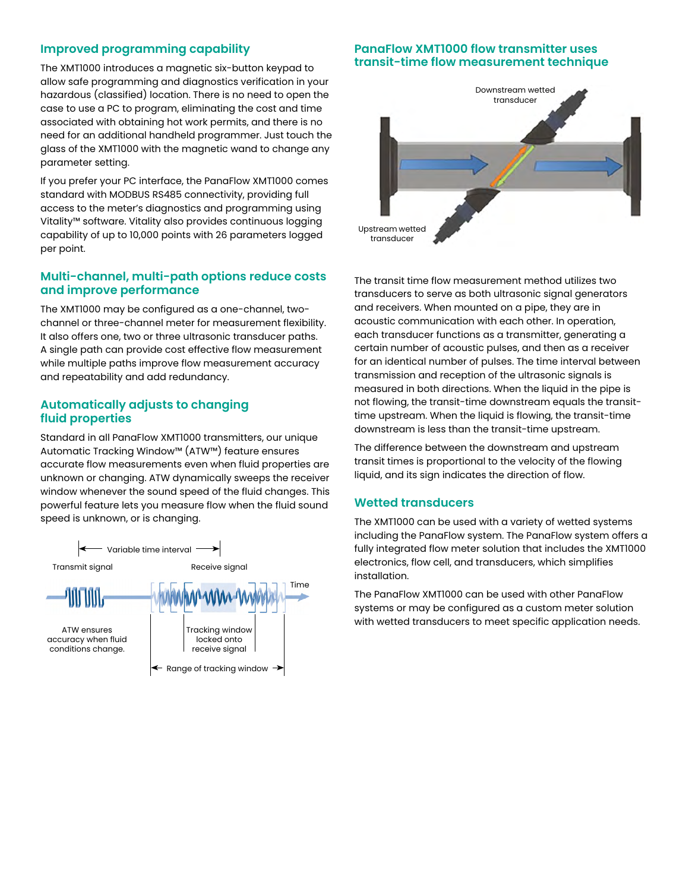## Improved programming capability

The XMT1000 introduces a magnetic six-button keypad to allow safe programming and diagnostics verification in your hazardous (classified) location. There is no need to open the case to use a PC to program, eliminating the cost and time associated with obtaining hot work permits, and there is no need for an additional handheld programmer. Just touch the glass of the XMT1000 with the magnetic wand to change any parameter setting.

If you prefer your PC interface, the PanaFlow XMT1000 comes standard with MODBUS RS485 connectivity, providing full access to the meter's diagnostics and programming using Vitality™ software. Vitality also provides continuous logging capability of up to 10,000 points with 26 parameters logged per point.

## Multi-channel, multi-path options reduce costs and improve performance

The XMT1000 may be configured as a one-channel, two-channel or three-channel meter for measurement flexibility. It also offers one, two or three ultrasonic transducer paths. A single path can provide cost effective flow measurement while multiple paths improve flow measurement accuracy and repeatability and add redundancy.

## Automatically adjusts to changing fluid properties

Standard in all PanaFlow XMT1000 transmitters, our unique Automatic Tracking Window™ (ATW™) feature ensures accurate flow measurements even when fluid properties are unknown or changing. ATW dynamically sweeps the receiver window whenever the sound speed of the fluid changes. This powerful feature lets you measure flow when the fluid sound speed is unknown, or is changing.

Variable time interval

Transmit signal

Receive signal

Time

ATW ensures accuracy when fluid conditions change.

Tracking window locked onto receive signal

Range of tracking window

## PanaFlow XMT1000 flow transmitter uses transit-time flow measurement technique

Downstream wetted transducer

Upstream wetted transducer

The transit time flow measurement method utilizes two transducers to serve as both ultrasonic signal generators and receivers. When mounted on a pipe, they are in acoustic communication with each other. In operation, each transducer functions as a transmitter, generating a certain number of acoustic pulses, and then as a receiver for an identical number of pulses. The time interval between transmission and reception of the ultrasonic signals is measured in both directions. When the liquid in the pipe is not flowing, the transit-time downstream equals the transit-time upstream. When the liquid is flowing, the transit-time downstream is less than the transit-time upstream.

The difference between the downstream and upstream transit times is proportional to the velocity of the flowing liquid, and its sign indicates the direction of flow.

## Wetted transducers

The XMT1000 can be used with a variety of wetted systems including the PanaFlow system. The PanaFlow system offers a fully integrated flow meter solution that includes the XMT1000 electronics, flow cell, and transducers, which simplifies installation.

The PanaFlow XMT1000 can be used with other PanaFlow systems or may be configured as a custom meter solution with wetted transducers to meet specific application needs.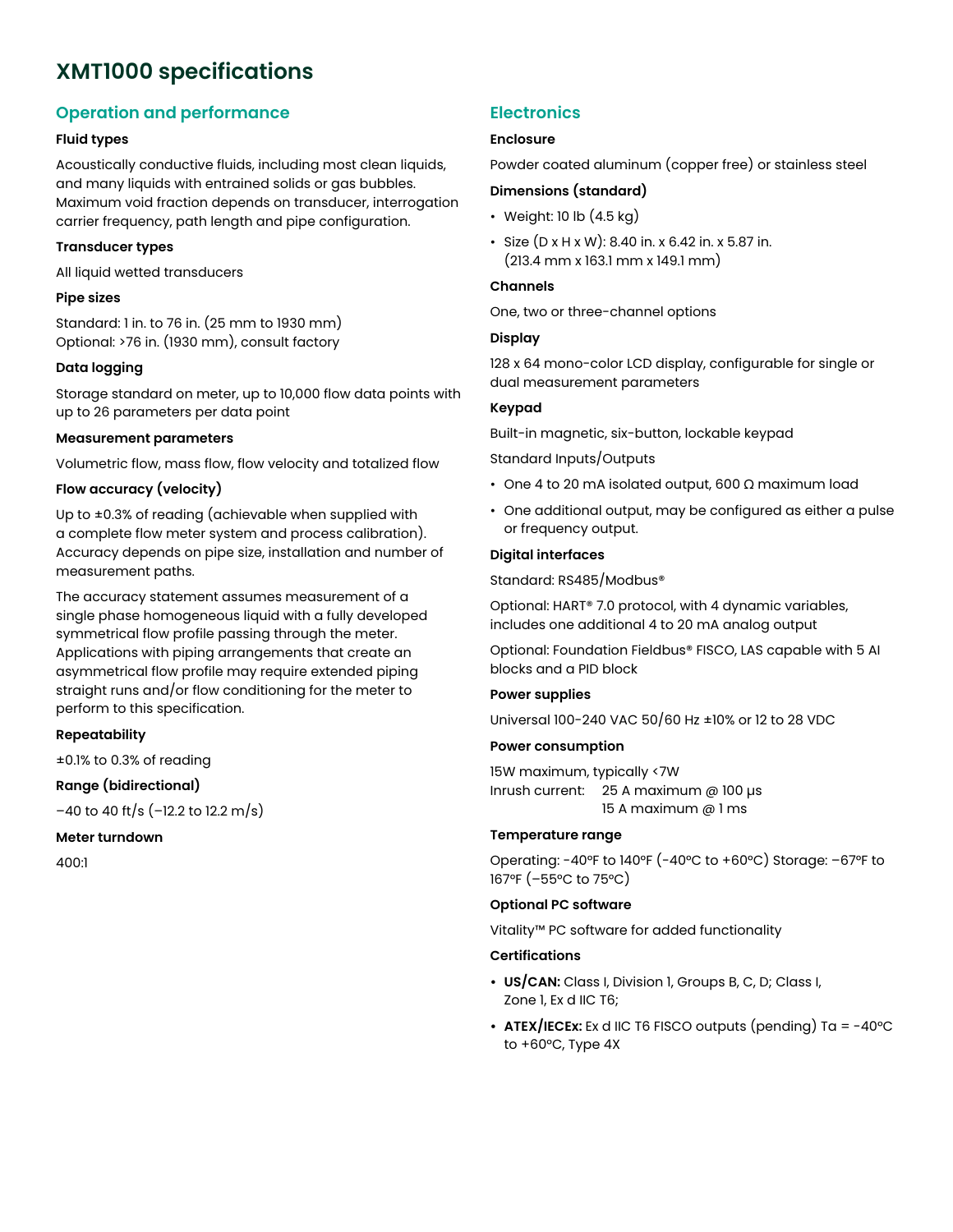# XMT1000 specifications

## Operation and performance

### Fluid types

Acoustically conductive fluids, including most clean liquids, and many liquids with entrained solids or gas bubbles. Maximum void fraction depends on transducer, interrogation carrier frequency, path length and pipe configuration.

### Transducer types

All liquid wetted transducers

### Pipe sizes

Standard: 1 in. to 76 in. (25 mm to 1930 mm)
Optional: >76 in. (1930 mm), consult factory

### Data logging

Storage standard on meter, up to 10,000 flow data points with up to 26 parameters per data point

### Measurement parameters

Volumetric flow, mass flow, flow velocity and totalized flow

### Flow accuracy (velocity)

Up to ±0.3% of reading (achievable when supplied with a complete flow meter system and process calibration). Accuracy depends on pipe size, installation and number of measurement paths.

The accuracy statement assumes measurement of a single phase homogeneous liquid with a fully developed symmetrical flow profile passing through the meter. Applications with piping arrangements that create an asymmetrical flow profile may require extended piping straight runs and/or flow conditioning for the meter to perform to this specification.

### Repeatability

±0.1% to 0.3% of reading

### Range (bidirectional)

–40 to 40 ft/s (–12.2 to 12.2 m/s)

### Meter turndown

400:1

## Electronics

### Enclosure

Powder coated aluminum (copper free) or stainless steel

### Dimensions (standard)

- Weight: 10 lb (4.5 kg)
- Size (D x H x W): 8.40 in. x 6.42 in. x 5.87 in. (213.4 mm x 163.1 mm x 149.1 mm)

### Channels

One, two or three-channel options

### Display

128 x 64 mono-color LCD display, configurable for single or dual measurement parameters

### Keypad

Built-in magnetic, six-button, lockable keypad

Standard Inputs/Outputs

- One 4 to 20 mA isolated output, 600 Ω maximum load
- One additional output, may be configured as either a pulse or frequency output.

### Digital interfaces

Standard: RS485/Modbus®

Optional: HART® 7.0 protocol, with 4 dynamic variables, includes one additional 4 to 20 mA analog output

Optional: Foundation Fieldbus® FISCO, LAS capable with 5 AI blocks and a PID block

### Power supplies

Universal 100-240 VAC 50/60 Hz ±10% or 12 to 28 VDC

### Power consumption

15W maximum, typically <7W
Inrush current: 25 A maximum @ 100 μs
15 A maximum @ 1 ms

### Temperature range

Operating: -40°F to 140°F (-40°C to +60°C) Storage: –67°F to 167°F (–55°C to 75°C)

### Optional PC software

Vitality™ PC software for added functionality

### Certifications

- **US/CAN:** Class I, Division 1, Groups B, C, D; Class I, Zone 1, Ex d IIC T6;
- **ATEX/IECEx:** Ex d IIC T6 FISCO outputs (pending) Ta = -40°C to +60°C, Type 4X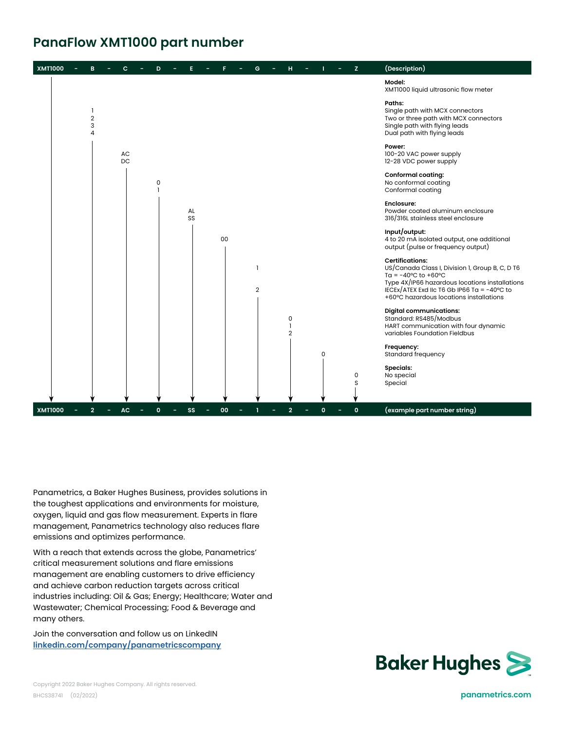## PanaFlow XMT1000 part number

| XMT1000 | - | B | - | C | - | D | - | E | - | F | - | G | - | H | - | I | - | Z | (Description) |
|---|---|---|---|---|---|---|---|---|---|---|---|---|---|---|---|---|---|---|---|
| | | | | | | | | | | | | | | | | | | | **Model:** XMT1000 liquid ultrasonic flow meter |
| | | 1<br>2<br>3<br>4 | | | | | | | | | | | | | | | | | **Paths:**<br>Single path with MCX connectors<br>Two or three path with MCX connectors<br>Single path with flying leads<br>Dual path with flying leads |
| | | | | AC<br>DC | | | | | | | | | | | | | | | **Power:**<br>100-20 VAC power supply<br>12-28 VDC power supply |
| | | | | | | 0<br>1 | | | | | | | | | | | | | **Conformal coating:**<br>No conformal coating<br>Conformal coating |
| | | | | | | | | AL<br>SS | | | | | | | | | | | **Enclosure:**<br>Powder coated aluminum enclosure<br>316/316L stainless steel enclosure |
| | | | | | | | | | | 00 | | | | | | | | | **Input/output:**<br>4 to 20 mA isolated output, one additional output (pulse or frequency output) |
| | | | | | | | | | | | | 1<br><br>2 | | | | | | | **Certifications:**<br>US/Canada Class I, Division 1, Group B, C, D T6 Ta = -40°C to +60°C<br>Type 4X/IP66 hazardous locations installations<br>IECEx/ATEX Exd IIc T6 Gb IP66 Ta = -40°C to +60°C hazardous locations installations |
| | | | | | | | | | | | | | | 0<br>1<br>2 | | | | | **Digital communications:**<br>Standard: RS485/Modbus<br>HART communication with four dynamic variables Foundation Fieldbus |
| | | | | | | | | | | | | | | | | 0 | | | **Frequency:**<br>Standard frequency |
| | | | | | | | | | | | | | | | | | | 0<br>S | **Specials:**<br>No special<br>Special |
| XMT1000 | - | 2 | - | AC | - | 0 | - | SS | - | 00 | - | 1 | - | 2 | - | 0 | - | 0 | (example part number string) |

Panametrics, a Baker Hughes Business, provides solutions in the toughest applications and environments for moisture, oxygen, liquid and gas flow measurement. Experts in flare management, Panametrics technology also reduces flare emissions and optimizes performance.

With a reach that extends across the globe, Panametrics' critical measurement solutions and flare emissions management are enabling customers to drive efficiency and achieve carbon reduction targets across critical industries including: Oil & Gas; Energy; Healthcare; Water and Wastewater; Chemical Processing; Food & Beverage and many others.

Join the conversation and follow us on LinkedIN
[linkedin.com/company/panametricscompany](linkedin.com/company/panametricscompany)

Baker Hughes

Copyright 2022 Baker Hughes Company. All rights reserved.

BHCS38741 (02/2022)

panametrics.com